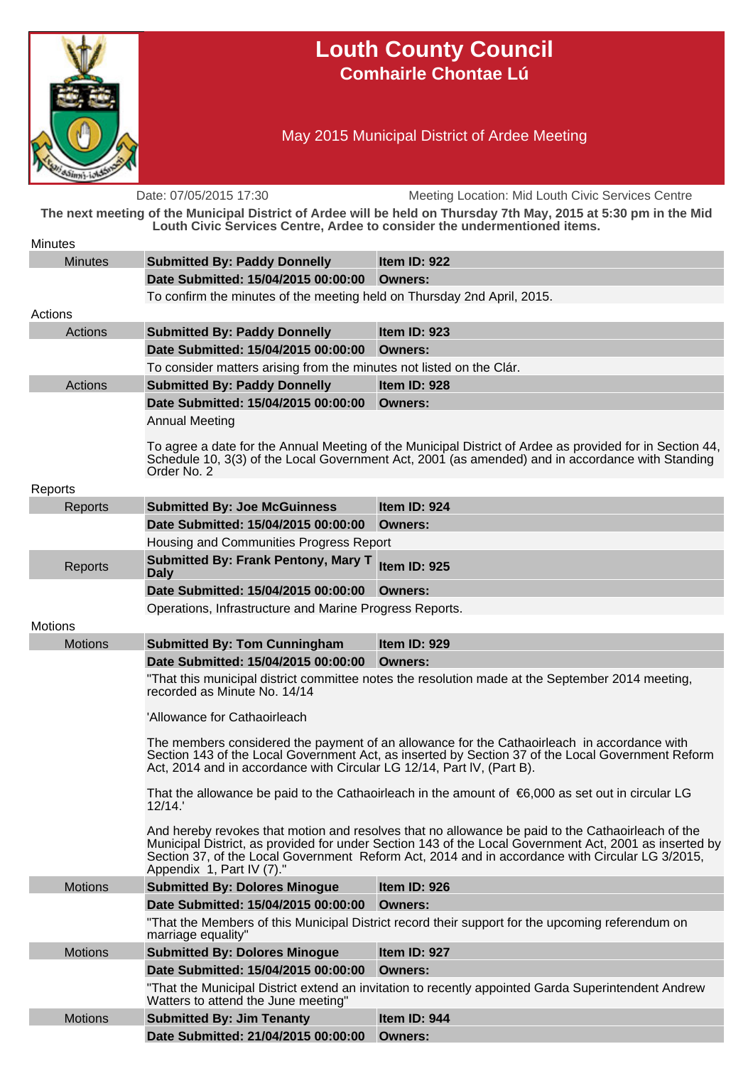# Louth County Council
## Comhairle Chontae Lú

### May 2015 Municipal District of Ardee Meeting

Date: 07/05/2015 17:30 Meeting Location: Mid Louth Civic Services Centre

**The next meeting of the Municipal District of Ardee will be held on Thursday 7th May, 2015 at 5:30 pm in the Mid Louth Civic Services Centre, Ardee to consider the undermentioned items.**

## Minutes

| Minutes | **Submitted By: Paddy Donnelly** | **Item ID: 922** |
|---|---|---|
| | **Date Submitted: 15/04/2015 00:00:00** | **Owners:** |
| | To confirm the minutes of the meeting held on Thursday 2nd April, 2015. | |

## Actions

| Actions | **Submitted By: Paddy Donnelly** | **Item ID: 923** |
|---|---|---|
| | **Date Submitted: 15/04/2015 00:00:00** | **Owners:** |
| | To consider matters arising from the minutes not listed on the Clár. | |
| Actions | **Submitted By: Paddy Donnelly** | **Item ID: 928** |
| | **Date Submitted: 15/04/2015 00:00:00** | **Owners:** |
| | Annual Meeting<br><br>To agree a date for the Annual Meeting of the Municipal District of Ardee as provided for in Section 44, Schedule 10, 3(3) of the Local Government Act, 2001 (as amended) and in accordance with Standing Order No. 2 | |

## Reports

| Reports | **Submitted By: Joe McGuinness** | **Item ID: 924** |
|---|---|---|
| | **Date Submitted: 15/04/2015 00:00:00** | **Owners:** |
| | Housing and Communities Progress Report | |
| Reports | **Submitted By: Frank Pentony, Mary T Daly** | **Item ID: 925** |
| | **Date Submitted: 15/04/2015 00:00:00** | **Owners:** |
| | Operations, Infrastructure and Marine Progress Reports. | |

## Motions

| Motions | **Submitted By: Tom Cunningham** | **Item ID: 929** |
|---|---|---|
| | **Date Submitted: 15/04/2015 00:00:00** | **Owners:** |
| | "That this municipal district committee notes the resolution made at the September 2014 meeting, recorded as Minute No. 14/14<br><br>'Allowance for Cathaoirleach<br><br>The members considered the payment of an allowance for the Cathaoirleach in accordance with Section 143 of the Local Government Act, as inserted by Section 37 of the Local Government Reform Act, 2014 and in accordance with Circular LG 12/14, Part IV, (Part B).<br><br>That the allowance be paid to the Cathaoirleach in the amount of €6,000 as set out in circular LG 12/14.'<br><br>And hereby revokes that motion and resolves that no allowance be paid to the Cathaoirleach of the Municipal District, as provided for under Section 143 of the Local Government Act, 2001 as inserted by Section 37, of the Local Government Reform Act, 2014 and in accordance with Circular LG 3/2015, Appendix 1, Part IV (7)." | |
| Motions | **Submitted By: Dolores Minogue** | **Item ID: 926** |
| | **Date Submitted: 15/04/2015 00:00:00** | **Owners:** |
| | "That the Members of this Municipal District record their support for the upcoming referendum on marriage equality" | |
| Motions | **Submitted By: Dolores Minogue** | **Item ID: 927** |
| | **Date Submitted: 15/04/2015 00:00:00** | **Owners:** |
| | "That the Municipal District extend an invitation to recently appointed Garda Superintendent Andrew Watters to attend the June meeting" | |
| Motions | **Submitted By: Jim Tenanty** | **Item ID: 944** |
| | **Date Submitted: 21/04/2015 00:00:00** | **Owners:** |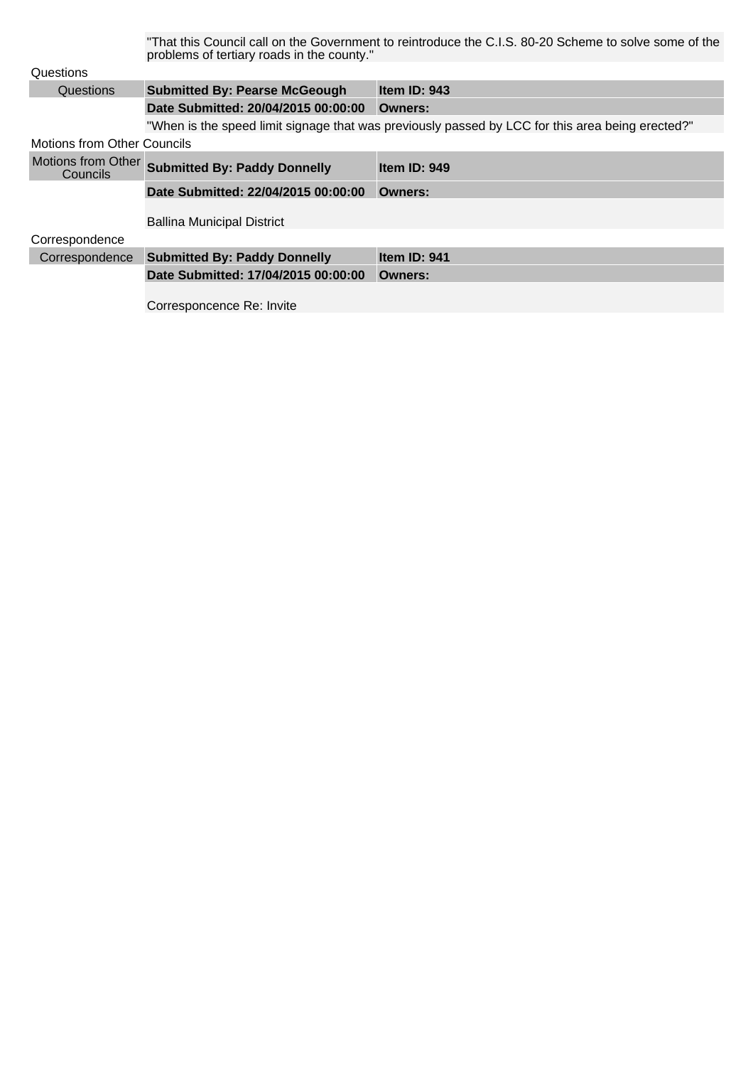"That this Council call on the Government to reintroduce the C.I.S. 80-20 Scheme to solve some of the problems of tertiary roads in the county."

Questions

| | | |
|---|---|---|
| Questions | **Submitted By: Pearse McGeough** | **Item ID: 943** |
| | **Date Submitted: 20/04/2015 00:00:00** | **Owners:** |
| | "When is the speed limit signage that was previously passed by LCC for this area being erected?" | |

Motions from Other Councils

| | | |
|---|---|---|
| Motions from Other Councils | **Submitted By: Paddy Donnelly** | **Item ID: 949** |
| | **Date Submitted: 22/04/2015 00:00:00** | **Owners:** |
| | Ballina Municipal District | |

Correspondence

| | | |
|---|---|---|
| Correspondence | **Submitted By: Paddy Donnelly** | **Item ID: 941** |
| | **Date Submitted: 17/04/2015 00:00:00** | **Owners:** |
| | Corresponcence Re: Invite | |